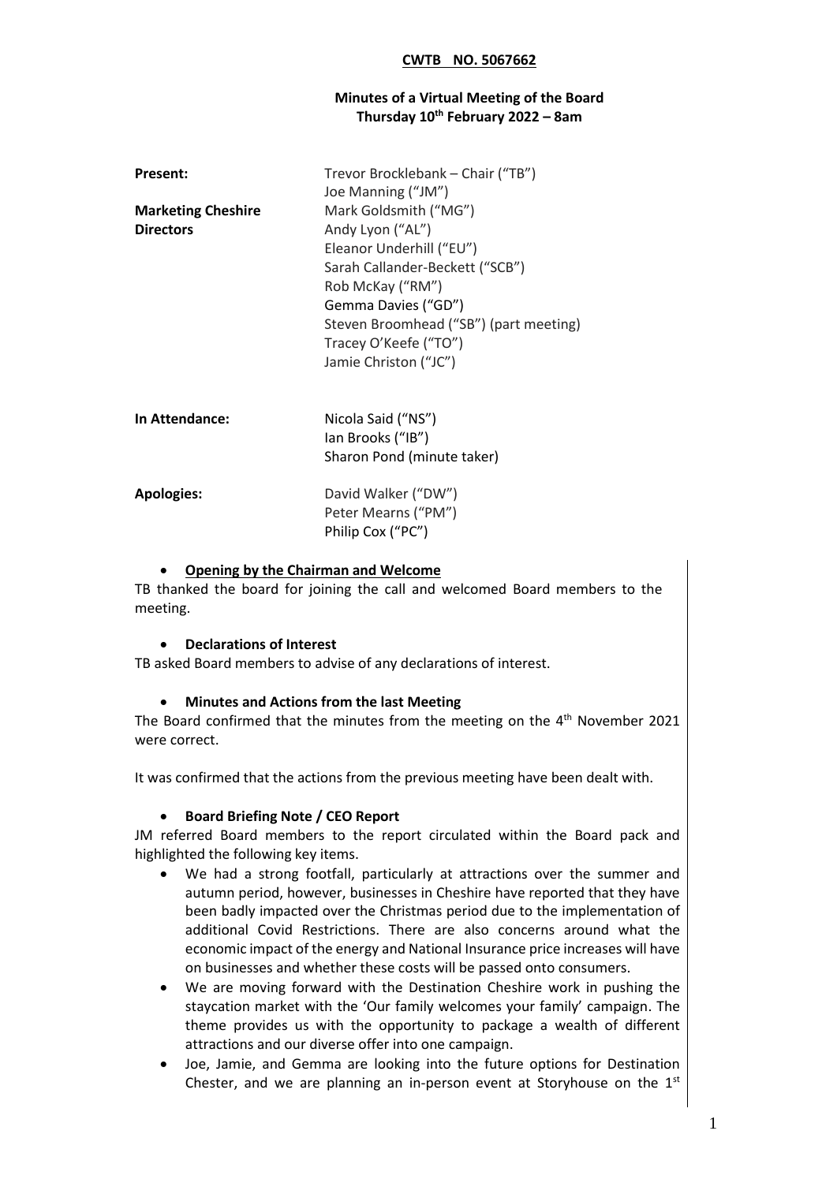**CWTB NO. 5067662**

**Minutes of a Virtual Meeting of the Board**
**Thursday 10th February 2022 – 8am**

| | |
|---|---|
| **Present:** | Trevor Brocklebank – Chair ("TB") |
| | Joe Manning ("JM") |
| **Marketing Cheshire Directors** | Mark Goldsmith ("MG") |
| | Andy Lyon ("AL") |
| | Eleanor Underhill ("EU") |
| | Sarah Callander-Beckett ("SCB") |
| | Rob McKay ("RM") |
| | Gemma Davies ("GD") |
| | Steven Broomhead ("SB") (part meeting) |
| | Tracey O'Keefe ("TO") |
| | Jamie Christon ("JC") |
| **In Attendance:** | Nicola Said ("NS") |
| | Ian Brooks ("IB") |
| | Sharon Pond (minute taker) |
| **Apologies:** | David Walker ("DW") |
| | Peter Mearns ("PM") |
| | Philip Cox ("PC") |

- **Opening by the Chairman and Welcome**

TB thanked the board for joining the call and welcomed Board members to the meeting.

- **Declarations of Interest**

TB asked Board members to advise of any declarations of interest.

- **Minutes and Actions from the last Meeting**

The Board confirmed that the minutes from the meeting on the 4th November 2021 were correct.

It was confirmed that the actions from the previous meeting have been dealt with.

- **Board Briefing Note / CEO Report**

JM referred Board members to the report circulated within the Board pack and highlighted the following key items.

- We had a strong footfall, particularly at attractions over the summer and autumn period, however, businesses in Cheshire have reported that they have been badly impacted over the Christmas period due to the implementation of additional Covid Restrictions. There are also concerns around what the economic impact of the energy and National Insurance price increases will have on businesses and whether these costs will be passed onto consumers.
- We are moving forward with the Destination Cheshire work in pushing the staycation market with the 'Our family welcomes your family' campaign. The theme provides us with the opportunity to package a wealth of different attractions and our diverse offer into one campaign.
- Joe, Jamie, and Gemma are looking into the future options for Destination Chester, and we are planning an in-person event at Storyhouse on the 1st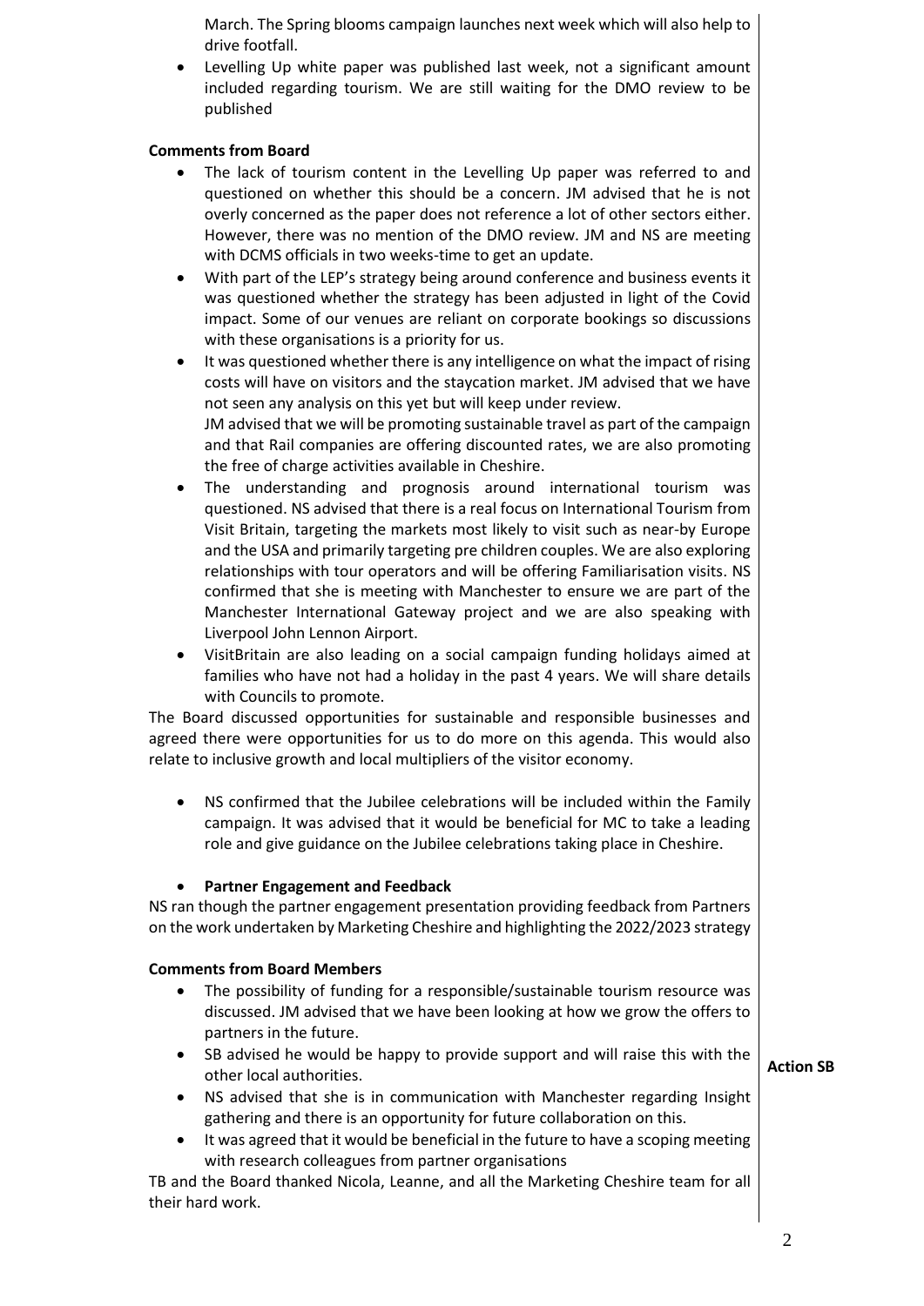March. The Spring blooms campaign launches next week which will also help to drive footfall.

- Levelling Up white paper was published last week, not a significant amount included regarding tourism. We are still waiting for the DMO review to be published

**Comments from Board**

- The lack of tourism content in the Levelling Up paper was referred to and questioned on whether this should be a concern. JM advised that he is not overly concerned as the paper does not reference a lot of other sectors either. However, there was no mention of the DMO review. JM and NS are meeting with DCMS officials in two weeks-time to get an update.
- With part of the LEP's strategy being around conference and business events it was questioned whether the strategy has been adjusted in light of the Covid impact. Some of our venues are reliant on corporate bookings so discussions with these organisations is a priority for us.
- It was questioned whether there is any intelligence on what the impact of rising costs will have on visitors and the staycation market. JM advised that we have not seen any analysis on this yet but will keep under review.
  JM advised that we will be promoting sustainable travel as part of the campaign and that Rail companies are offering discounted rates, we are also promoting the free of charge activities available in Cheshire.
- The understanding and prognosis around international tourism was questioned. NS advised that there is a real focus on International Tourism from Visit Britain, targeting the markets most likely to visit such as near-by Europe and the USA and primarily targeting pre children couples. We are also exploring relationships with tour operators and will be offering Familiarisation visits. NS confirmed that she is meeting with Manchester to ensure we are part of the Manchester International Gateway project and we are also speaking with Liverpool John Lennon Airport.
- VisitBritain are also leading on a social campaign funding holidays aimed at families who have not had a holiday in the past 4 years. We will share details with Councils to promote.

The Board discussed opportunities for sustainable and responsible businesses and agreed there were opportunities for us to do more on this agenda. This would also relate to inclusive growth and local multipliers of the visitor economy.

- NS confirmed that the Jubilee celebrations will be included within the Family campaign. It was advised that it would be beneficial for MC to take a leading role and give guidance on the Jubilee celebrations taking place in Cheshire.

- **Partner Engagement and Feedback**

NS ran though the partner engagement presentation providing feedback from Partners on the work undertaken by Marketing Cheshire and highlighting the 2022/2023 strategy

**Comments from Board Members**

- The possibility of funding for a responsible/sustainable tourism resource was discussed. JM advised that we have been looking at how we grow the offers to partners in the future.
- SB advised he would be happy to provide support and will raise this with the other local authorities. **Action SB**
- NS advised that she is in communication with Manchester regarding Insight gathering and there is an opportunity for future collaboration on this.
- It was agreed that it would be beneficial in the future to have a scoping meeting with research colleagues from partner organisations

TB and the Board thanked Nicola, Leanne, and all the Marketing Cheshire team for all their hard work.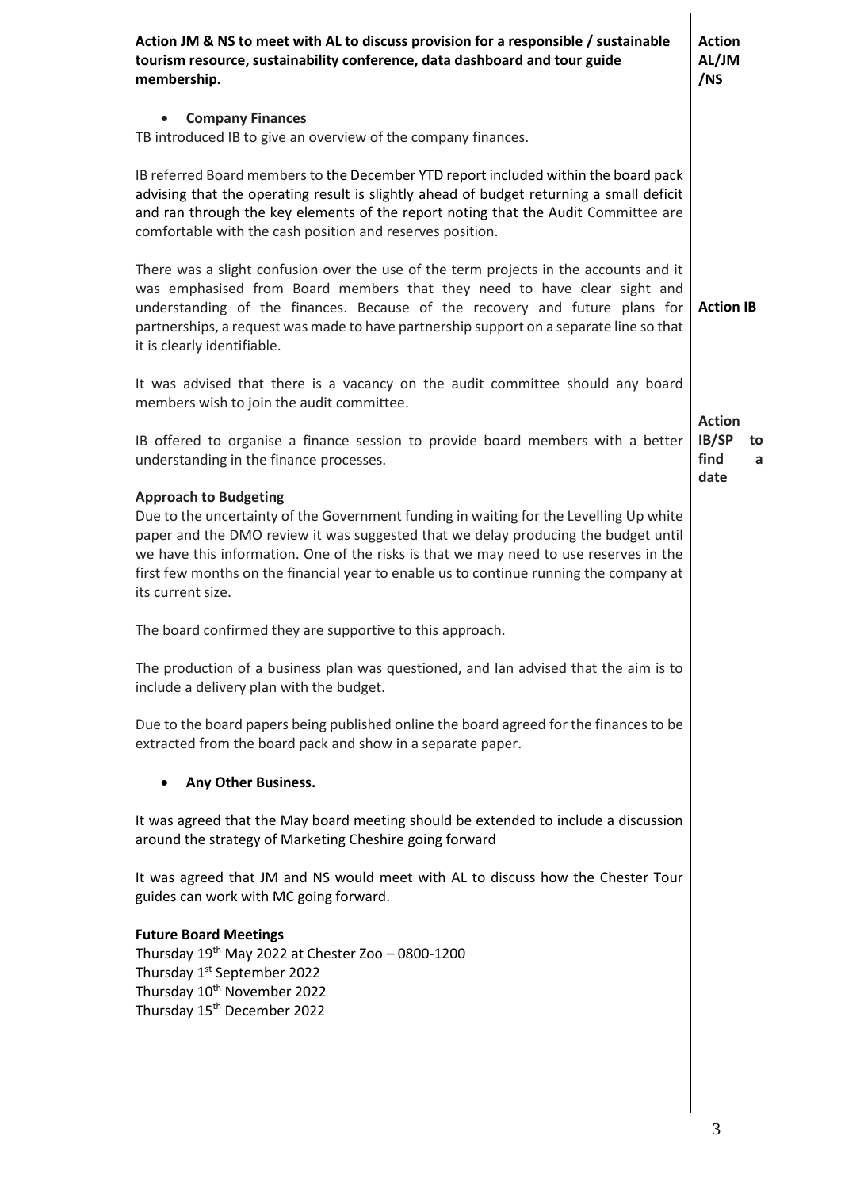**Action JM & NS to meet with AL to discuss provision for a responsible / sustainable tourism resource, sustainability conference, data dashboard and tour guide membership.** **Action AL/JM/NS**

- **Company Finances**

TB introduced IB to give an overview of the company finances.

IB referred Board members to the December YTD report included within the board pack advising that the operating result is slightly ahead of budget returning a small deficit and ran through the key elements of the report noting that the Audit Committee are comfortable with the cash position and reserves position.

There was a slight confusion over the use of the term projects in the accounts and it was emphasised from Board members that they need to have clear sight and understanding of the finances. Because of the recovery and future plans for partnerships, a request was made to have partnership support on a separate line so that it is clearly identifiable. **Action IB**

It was advised that there is a vacancy on the audit committee should any board members wish to join the audit committee.

IB offered to organise a finance session to provide board members with a better understanding in the finance processes. **Action IB/SP to find a date**

**Approach to Budgeting**

Due to the uncertainty of the Government funding in waiting for the Levelling Up white paper and the DMO review it was suggested that we delay producing the budget until we have this information. One of the risks is that we may need to use reserves in the first few months on the financial year to enable us to continue running the company at its current size.

The board confirmed they are supportive to this approach.

The production of a business plan was questioned, and Ian advised that the aim is to include a delivery plan with the budget.

Due to the board papers being published online the board agreed for the finances to be extracted from the board pack and show in a separate paper.

- **Any Other Business.**

It was agreed that the May board meeting should be extended to include a discussion around the strategy of Marketing Cheshire going forward

It was agreed that JM and NS would meet with AL to discuss how the Chester Tour guides can work with MC going forward.

**Future Board Meetings**

Thursday 19th May 2022 at Chester Zoo – 0800-1200
Thursday 1st September 2022
Thursday 10th November 2022
Thursday 15th December 2022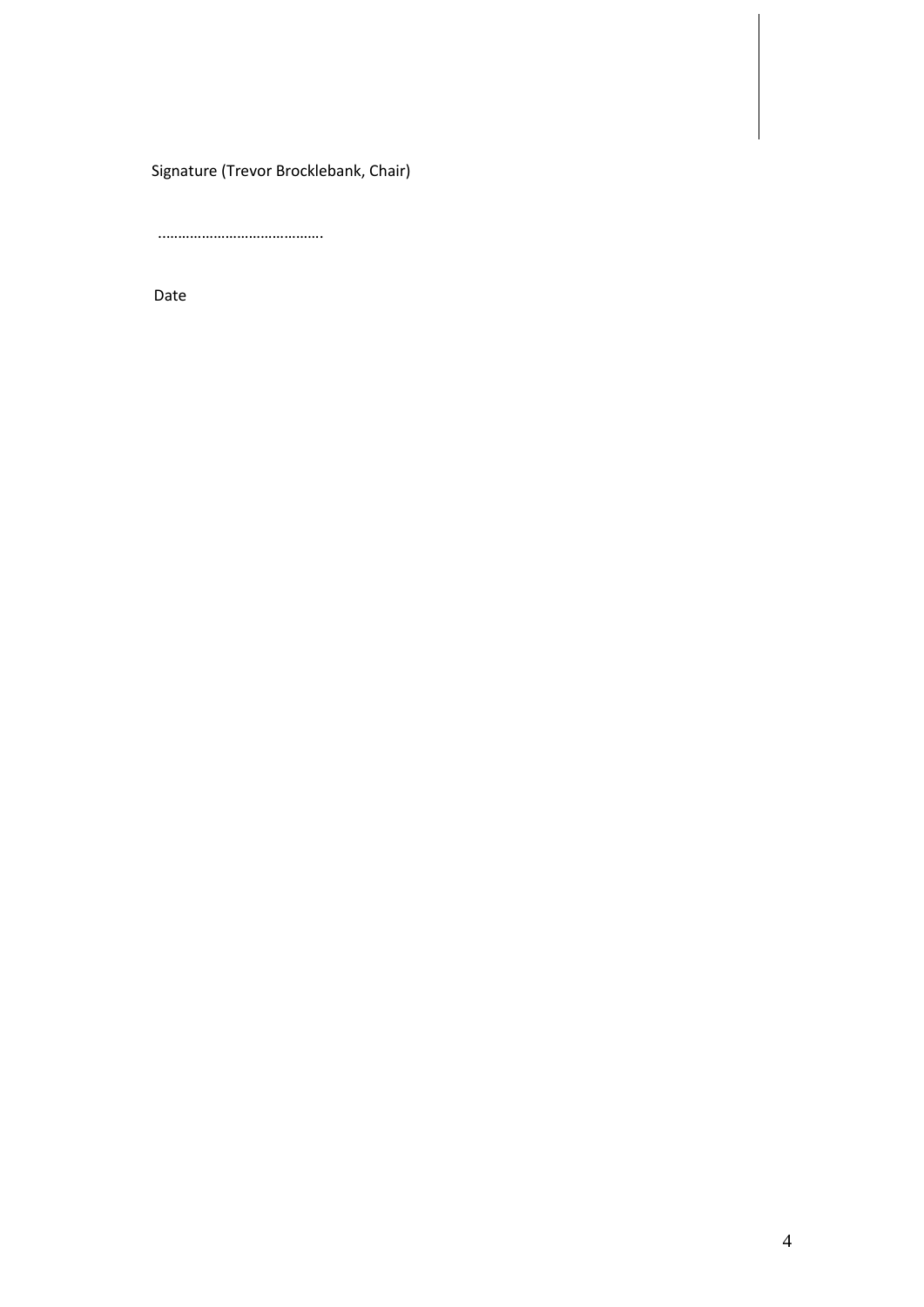Signature (Trevor Brocklebank, Chair)

…………………………………..

Date